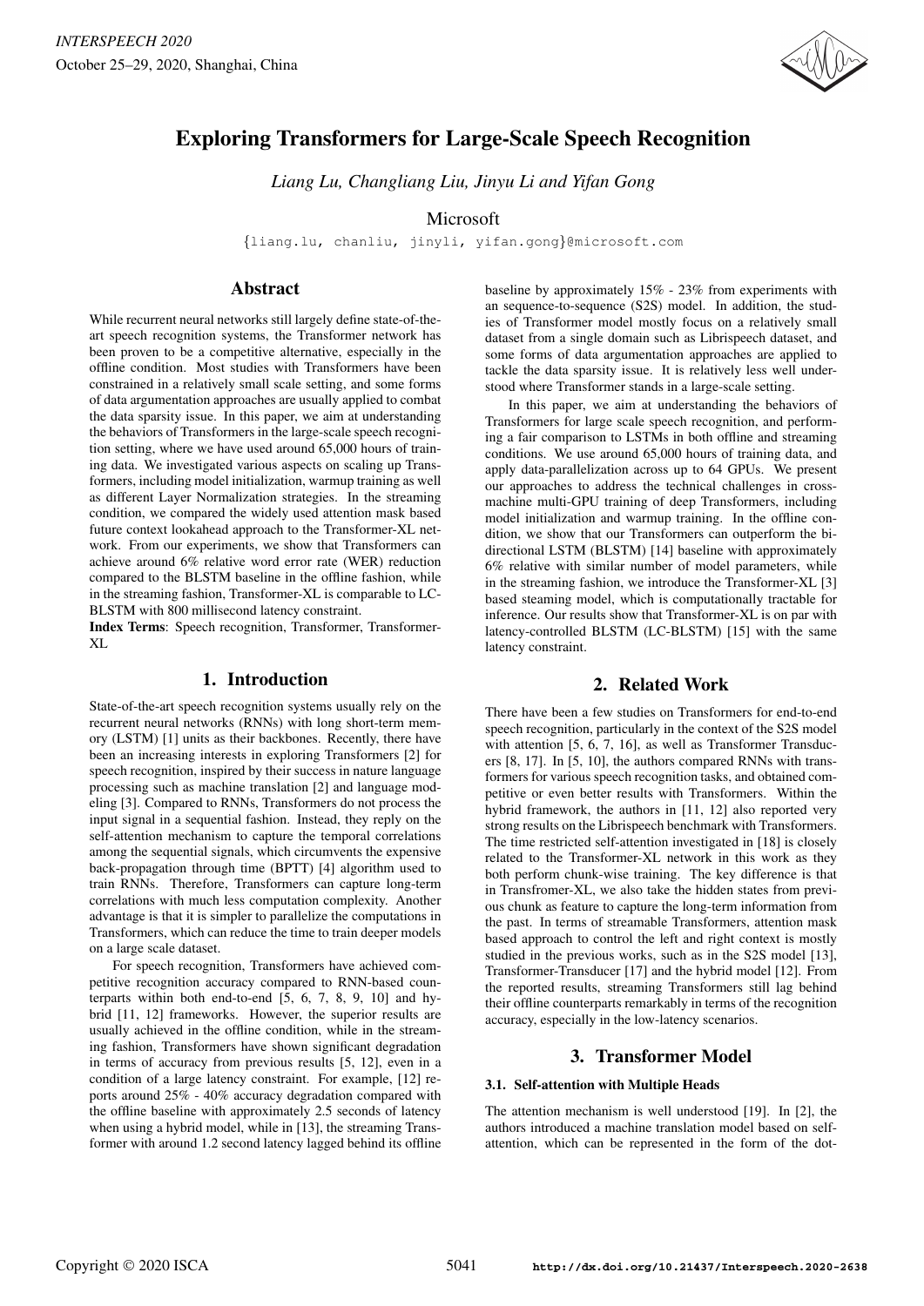# Exploring Transformers for Large-Scale Speech Recognition

*Liang Lu, Changliang Liu, Jinyu Li and Yifan Gong*

Microsoft

{liang.lu, chanliu, jinyli, yifan.gong}@microsoft.com

## Abstract

While recurrent neural networks still largely define state-of-the-art speech recognition systems, the Transformer network has been proven to be a competitive alternative, especially in the offline condition. Most studies with Transformers have been constrained in a relatively small scale setting, and some forms of data argumentation approaches are usually applied to combat the data sparsity issue. In this paper, we aim at understanding the behaviors of Transformers in the large-scale speech recognition setting, where we have used around 65,000 hours of training data. We investigated various aspects on scaling up Transformers, including model initialization, warmup training as well as different Layer Normalization strategies. In the streaming condition, we compared the widely used attention mask based future context lookahead approach to the Transformer-XL network. From our experiments, we show that Transformers can achieve around 6% relative word error rate (WER) reduction compared to the BLSTM baseline in the offline fashion, while in the streaming fashion, Transformer-XL is comparable to LC-BLSTM with 800 millisecond latency constraint.

**Index Terms**: Speech recognition, Transformer, Transformer-XL

## 1. Introduction

State-of-the-art speech recognition systems usually rely on the recurrent neural networks (RNNs) with long short-term memory (LSTM) [1] units as their backbones. Recently, there have been an increasing interests in exploring Transformers [2] for speech recognition, inspired by their success in nature language processing such as machine translation [2] and language modeling [3]. Compared to RNNs, Transformers do not process the input signal in a sequential fashion. Instead, they reply on the self-attention mechanism to capture the temporal correlations among the sequential signals, which circumvents the expensive back-propagation through time (BPTT) [4] algorithm used to train RNNs. Therefore, Transformers can capture long-term correlations with much less computation complexity. Another advantage is that it is simpler to parallelize the computations in Transformers, which can reduce the time to train deeper models on a large scale dataset.

For speech recognition, Transformers have achieved competitive recognition accuracy compared to RNN-based counterparts within both end-to-end [5, 6, 7, 8, 9, 10] and hybrid [11, 12] frameworks. However, the superior results are usually achieved in the offline condition, while in the streaming fashion, Transformers have shown significant degradation in terms of accuracy from previous results [5, 12], even in a condition of a large latency constraint. For example, [12] reports around 25% - 40% accuracy degradation compared with the offline baseline with approximately 2.5 seconds of latency when using a hybrid model, while in [13], the streaming Transformer with around 1.2 second latency lagged behind its offline baseline by approximately 15% - 23% from experiments with an sequence-to-sequence (S2S) model. In addition, the studies of Transformer model mostly focus on a relatively small dataset from a single domain such as Librispeech dataset, and some forms of data argumentation approaches are applied to tackle the data sparsity issue. It is relatively less well understood where Transformer stands in a large-scale setting.

In this paper, we aim at understanding the behaviors of Transformers for large scale speech recognition, and performing a fair comparison to LSTMs in both offline and streaming conditions. We use around 65,000 hours of training data, and apply data-parallelization across up to 64 GPUs. We present our approaches to address the technical challenges in cross-machine multi-GPU training of deep Transformers, including model initialization and warmup training. In the offline condition, we show that our Transformers can outperform the bidirectional LSTM (BLSTM) [14] baseline with approximately 6% relative with similar number of model parameters, while in the streaming fashion, we introduce the Transformer-XL [3] based steaming model, which is computationally tractable for inference. Our results show that Transformer-XL is on par with latency-controlled BLSTM (LC-BLSTM) [15] with the same latency constraint.

## 2. Related Work

There have been a few studies on Transformers for end-to-end speech recognition, particularly in the context of the S2S model with attention [5, 6, 7, 16], as well as Transformer Transducers [8, 17]. In [5, 10], the authors compared RNNs with transformers for various speech recognition tasks, and obtained competitive or even better results with Transformers. Within the hybrid framework, the authors in [11, 12] also reported very strong results on the Librispeech benchmark with Transformers. The time restricted self-attention investigated in [18] is closely related to the Transformer-XL network in this work as they both perform chunk-wise training. The key difference is that in Transfromer-XL, we also take the hidden states from previous chunk as feature to capture the long-term information from the past. In terms of streamable Transformers, attention mask based approach to control the left and right context is mostly studied in the previous works, such as in the S2S model [13], Transformer-Transducer [17] and the hybrid model [12]. From the reported results, streaming Transformers still lag behind their offline counterparts remarkably in terms of the recognition accuracy, especially in the low-latency scenarios.

## 3. Transformer Model

### 3.1. Self-attention with Multiple Heads

The attention mechanism is well understood [19]. In [2], the authors introduced a machine translation model based on self-attention, which can be represented in the form of the dot-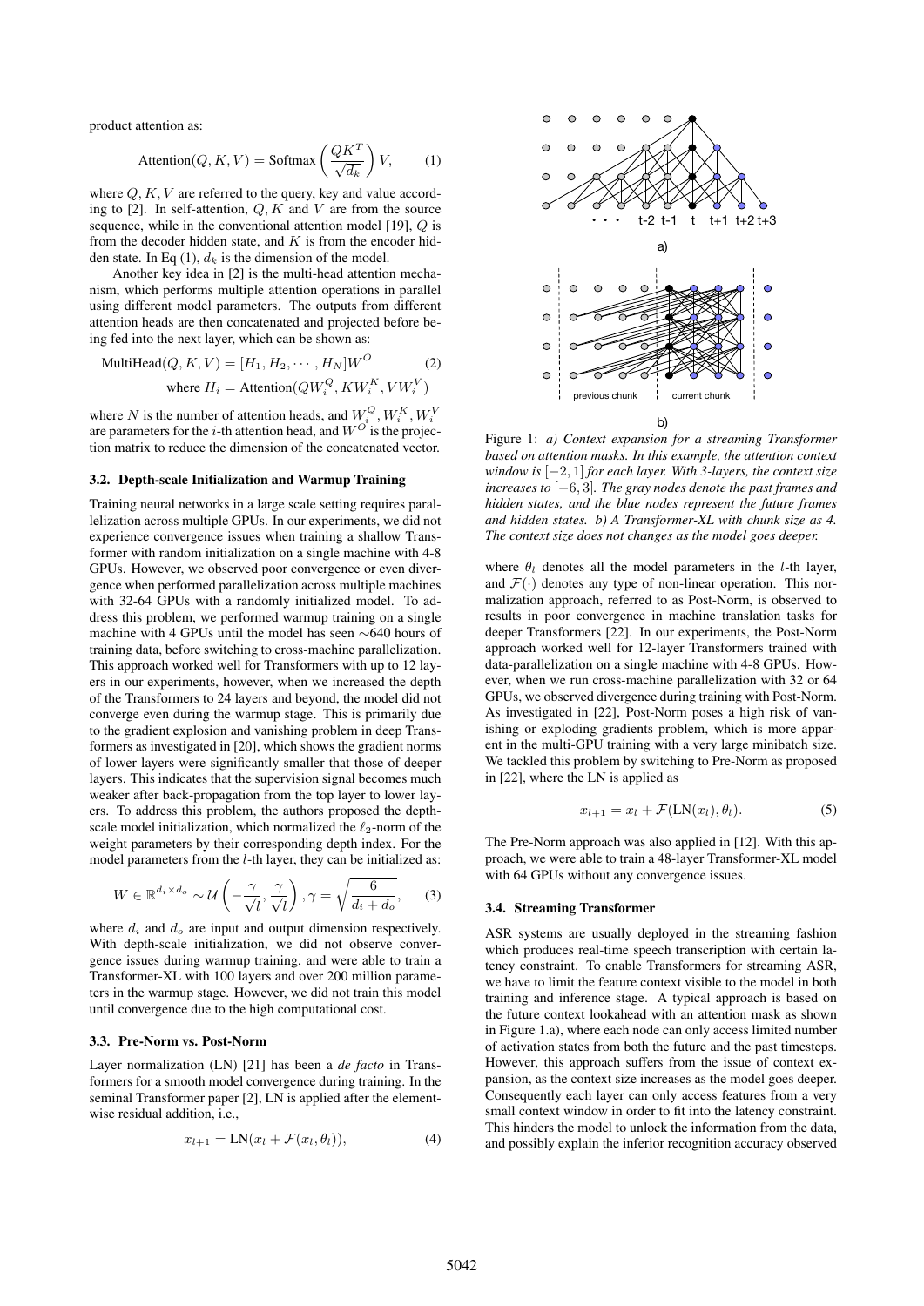product attention as:

$$\text{Attention}(Q, K, V) = \text{Softmax}\left(\frac{QK^T}{\sqrt{d_k}}\right)V, \quad (1)$$

where $Q, K, V$ are referred to the query, key and value according to [2]. In self-attention, $Q, K$ and $V$ are from the source sequence, while in the conventional attention model [19], $Q$ is from the decoder hidden state, and $K$ is from the encoder hidden state. In Eq (1), $d_k$ is the dimension of the model.

Another key idea in [2] is the multi-head attention mechanism, which performs multiple attention operations in parallel using different model parameters. The outputs from different attention heads are then concatenated and projected before being fed into the next layer, which can be shown as:

$$\text{MultiHead}(Q, K, V) = [H_1, H_2, \cdots, H_N]W^O \quad (2)$$
$$\text{where } H_i = \text{Attention}(QW_i^Q, KW_i^K, VW_i^V)$$

where $N$ is the number of attention heads, and $W_i^Q, W_i^K, W_i^V$ are parameters for the $i$-th attention head, and $W^O$ is the projection matrix to reduce the dimension of the concatenated vector.

### 3.2. Depth-scale Initialization and Warmup Training

Training neural networks in a large scale setting requires parallelization across multiple GPUs. In our experiments, we did not experience convergence issues when training a shallow Transformer with random initialization on a single machine with 4-8 GPUs. However, we observed poor convergence or even divergence when performed parallelization across multiple machines with 32-64 GPUs with a randomly initialized model. To address this problem, we performed warmup training on a single machine with 4 GPUs until the model has seen ∼640 hours of training data, before switching to cross-machine parallelization. This approach worked well for Transformers with up to 12 layers in our experiments, however, when we increased the depth of the Transformers to 24 layers and beyond, the model did not converge even during the warmup stage. This is primarily due to the gradient explosion and vanishing problem in deep Transformers as investigated in [20], which shows the gradient norms of lower layers were significantly smaller that those of deeper layers. This indicates that the supervision signal becomes much weaker after back-propagation from the top layer to lower layers. To address this problem, the authors proposed the depth-scale model initialization, which normalized the $\ell_2$-norm of the weight parameters by their corresponding depth index. For the model parameters from the $l$-th layer, they can be initialized as:

$$W \in \mathbb{R}^{d_i \times d_o} \sim \mathcal{U}\left(-\frac{\gamma}{\sqrt{l}}, \frac{\gamma}{\sqrt{l}}\right), \gamma = \sqrt{\frac{6}{d_i + d_o}}, \quad (3)$$

where $d_i$ and $d_o$ are input and output dimension respectively. With depth-scale initialization, we did not observe convergence issues during warmup training, and were able to train a Transformer-XL with 100 layers and over 200 million parameters in the warmup stage. However, we did not train this model until convergence due to the high computational cost.

### 3.3. Pre-Norm vs. Post-Norm

Layer normalization (LN) [21] has been a *de facto* in Transformers for a smooth model convergence during training. In the seminal Transformer paper [2], LN is applied after the element-wise residual addition, i.e.,

$$x_{l+1} = \text{LN}(x_l + \mathcal{F}(x_l, \theta_l)), \quad (4)$$

Figure 1: *a) Context expansion for a streaming Transformer based on attention masks. In this example, the attention context window is $[-2, 1]$ for each layer. With 3-layers, the context size increases to $[-6, 3]$. The gray nodes denote the past frames and hidden states, and the blue nodes represent the future frames and hidden states. b) A Transformer-XL with chunk size as 4. The context size does not changes as the model goes deeper.*

where $\theta_l$ denotes all the model parameters in the $l$-th layer, and $\mathcal{F}(\cdot)$ denotes any type of non-linear operation. This normalization approach, referred to as Post-Norm, is observed to results in poor convergence in machine translation tasks for deeper Transformers [22]. In our experiments, the Post-Norm approach worked well for 12-layer Transformers trained with data-parallelization on a single machine with 4-8 GPUs. However, when we run cross-machine parallelization with 32 or 64 GPUs, we observed divergence during training with Post-Norm. As investigated in [22], Post-Norm poses a high risk of vanishing or exploding gradients problem, which is more apparent in the multi-GPU training with a very large minibatch size. We tackled this problem by switching to Pre-Norm as proposed in [22], where the LN is applied as

$$x_{l+1} = x_l + \mathcal{F}(\text{LN}(x_l), \theta_l). \quad (5)$$

The Pre-Norm approach was also applied in [12]. With this approach, we were able to train a 48-layer Transformer-XL model with 64 GPUs without any convergence issues.

### 3.4. Streaming Transformer

ASR systems are usually deployed in the streaming fashion which produces real-time speech transcription with certain latency constraint. To enable Transformers for streaming ASR, we have to limit the feature context visible to the model in both training and inference stage. A typical approach is based on the future context lookahead with an attention mask as shown in Figure 1.a), where each node can only access limited number of activation states from both the future and the past timesteps. However, this approach suffers from the issue of context expansion, as the context size increases as the model goes deeper. Consequently each layer can only access features from a very small context window in order to fit into the latency constraint. This hinders the model to unlock the information from the data, and possibly explain the inferior recognition accuracy observed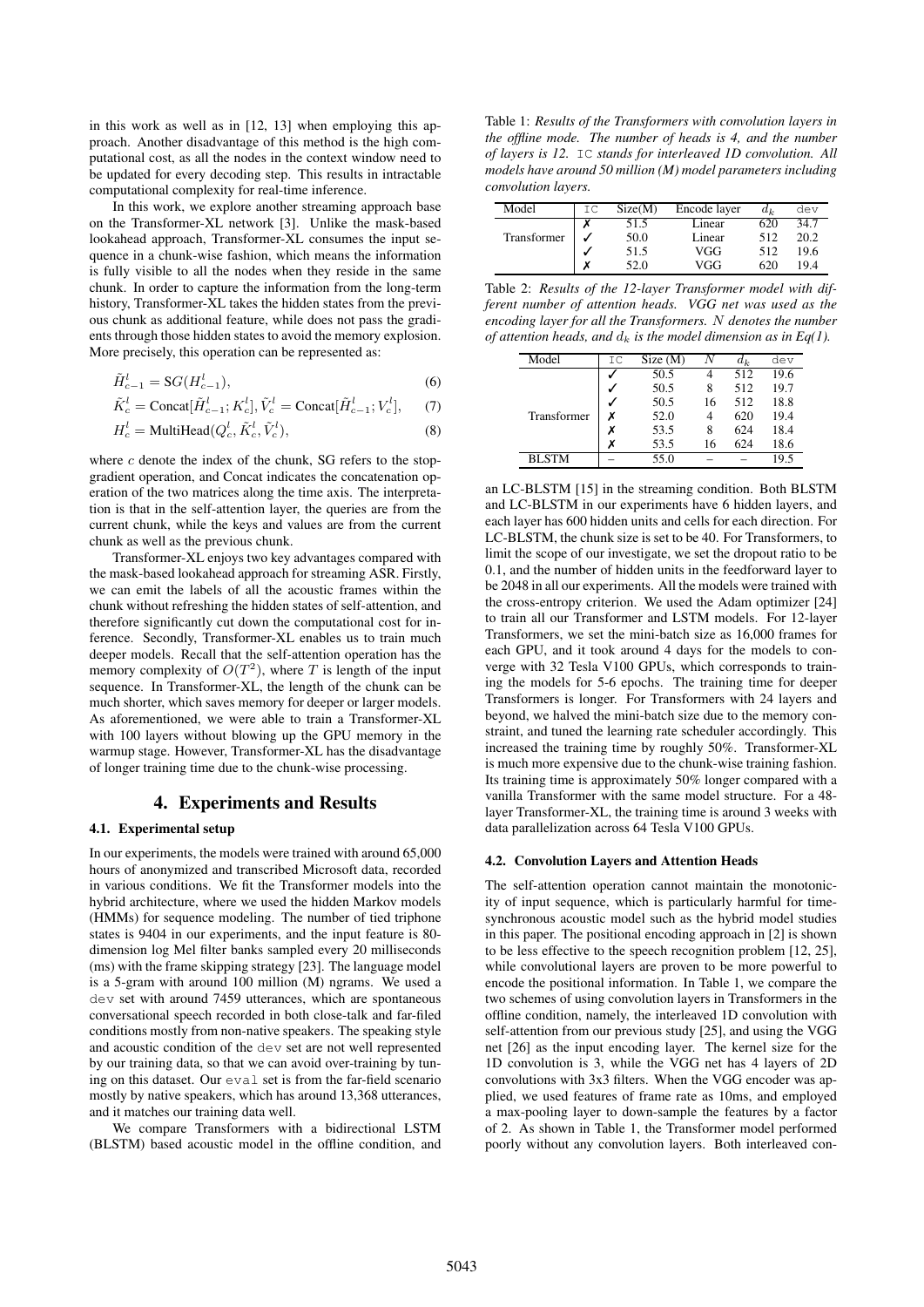in this work as well as in [12, 13] when employing this approach. Another disadvantage of this method is the high computational cost, as all the nodes in the context window need to be updated for every decoding step. This results in intractable computational complexity for real-time inference.

In this work, we explore another streaming approach base on the Transformer-XL network [3]. Unlike the mask-based lookahead approach, Transformer-XL consumes the input sequence in a chunk-wise fashion, which means the information is fully visible to all the nodes when they reside in the same chunk. In order to capture the information from the long-term history, Transformer-XL takes the hidden states from the previous chunk as additional feature, while does not pass the gradients through those hidden states to avoid the memory explosion. More precisely, this operation can be represented as:

$$\tilde{H}_{c-1}^{l} = \mathrm{SG}(H_{c-1}^{l}), \tag{6}$$

$$\tilde{K}_{c}^{l} = \mathrm{Concat}[\tilde{H}_{c-1}^{l}; K_{c}^{l}], \tilde{V}_{c}^{l} = \mathrm{Concat}[\tilde{H}_{c-1}^{l}; V_{c}^{l}], \tag{7}$$

$$H_{c}^{l} = \mathrm{MultiHead}(Q_{c}^{l}, \tilde{K}_{c}^{l}, \tilde{V}_{c}^{l}), \tag{8}$$

where $c$ denote the index of the chunk, SG refers to the stop-gradient operation, and Concat indicates the concatenation operation of the two matrices along the time axis. The interpretation is that in the self-attention layer, the queries are from the current chunk, while the keys and values are from the current chunk as well as the previous chunk.

Transformer-XL enjoys two key advantages compared with the mask-based lookahead approach for streaming ASR. Firstly, we can emit the labels of all the acoustic frames within the chunk without refreshing the hidden states of self-attention, and therefore significantly cut down the computational cost for inference. Secondly, Transformer-XL enables us to train much deeper models. Recall that the self-attention operation has the memory complexity of $O(T^2)$, where $T$ is length of the input sequence. In Transformer-XL, the length of the chunk can be much shorter, which saves memory for deeper or larger models. As aforementioned, we were able to train a Transformer-XL with 100 layers without blowing up the GPU memory in the warmup stage. However, Transformer-XL has the disadvantage of longer training time due to the chunk-wise processing.

## 4. Experiments and Results

### 4.1. Experimental setup

In our experiments, the models were trained with around 65,000 hours of anonymized and transcribed Microsoft data, recorded in various conditions. We fit the Transformer models into the hybrid architecture, where we used the hidden Markov models (HMMs) for sequence modeling. The number of tied triphone states is 9404 in our experiments, and the input feature is 80-dimension log Mel filter banks sampled every 20 milliseconds (ms) with the frame skipping strategy [23]. The language model is a 5-gram with around 100 million (M) ngrams. We used a `dev` set with around 7459 utterances, which are spontaneous conversational speech recorded in both close-talk and far-filed conditions mostly from non-native speakers. The speaking style and acoustic condition of the `dev` set are not well represented by our training data, so that we can avoid over-training by tuning on this dataset. Our `eval` set is from the far-field scenario mostly by native speakers, which has around 13,368 utterances, and it matches our training data well.

We compare Transformers with a bidirectional LSTM (BLSTM) based acoustic model in the offline condition, and an LC-BLSTM [15] in the streaming condition. Both BLSTM and LC-BLSTM in our experiments have 6 hidden layers, and each layer has 600 hidden units and cells for each direction. For LC-BLSTM, the chunk size is set to be 40. For Transformers, to limit the scope of our investigate, we set the dropout ratio to be 0.1, and the number of hidden units in the feedforward layer to be 2048 in all our experiments. All the models were trained with the cross-entropy criterion. We used the Adam optimizer [24] to train all our Transformer and LSTM models. For 12-layer Transformers, we set the mini-batch size as 16,000 frames for each GPU, and it took around 4 days for the models to converge with 32 Tesla V100 GPUs, which corresponds to training the models for 5-6 epochs. The training time for deeper Transformers is longer. For Transformers with 24 layers and beyond, we halved the mini-batch size due to the memory constraint, and tuned the learning rate scheduler accordingly. This increased the training time by roughly 50%. Transformer-XL is much more expensive due to the chunk-wise training fashion. Its training time is approximately 50% longer compared with a vanilla Transformer with the same model structure. For a 48-layer Transformer-XL, the training time is around 3 weeks with data parallelization across 64 Tesla V100 GPUs.

*Table 1: Results of the Transformers with convolution layers in the offline mode. The number of heads is 4, and the number of layers is 12.* `IC` *stands for interleaved 1D convolution. All models have around 50 million (M) model parameters including convolution layers.*

| Model | IC | Size(M) | Encode layer | $d_k$ | dev |
|---|---|---|---|---|---|
| Transformer | ✗ | 51.5 | Linear | 620 | 34.7 |
| | ✓ | 50.0 | Linear | 512 | 20.2 |
| | ✓ | 51.5 | VGG | 512 | 19.6 |
| | ✗ | 52.0 | VGG | 620 | 19.4 |

*Table 2: Results of the 12-layer Transformer model with different number of attention heads. VGG net was used as the encoding layer for all the Transformers. $N$ denotes the number of attention heads, and $d_k$ is the model dimension as in Eq(1).*

| Model | IC | Size (M) | $N$ | $d_k$ | dev |
|---|---|---|---|---|---|
| Transformer | ✓ | 50.5 | 4 | 512 | 19.6 |
| | ✓ | 50.5 | 8 | 512 | 19.7 |
| | ✓ | 50.5 | 16 | 512 | 18.8 |
| | ✗ | 52.0 | 4 | 620 | 19.4 |
| | ✗ | 53.5 | 8 | 624 | 18.4 |
| | ✗ | 53.5 | 16 | 624 | 18.6 |
| BLSTM | – | 55.0 | – | – | 19.5 |

### 4.2. Convolution Layers and Attention Heads

The self-attention operation cannot maintain the monotonicity of input sequence, which is particularly harmful for time-synchronous acoustic model such as the hybrid model studies in this paper. The positional encoding approach in [2] is shown to be less effective to the speech recognition problem [12, 25], while convolutional layers are proven to be more powerful to encode the positional information. In Table 1, we compare the two schemes of using convolution layers in Transformers in the offline condition, namely, the interleaved 1D convolution with self-attention from our previous study [25], and using the VGG net [26] as the input encoding layer. The kernel size for the 1D convolution is 3, while the VGG net has 4 layers of 2D convolutions with 3x3 filters. When the VGG encoder was applied, we used features of frame rate as 10ms, and employed a max-pooling layer to down-sample the features by a factor of 2. As shown in Table 1, the Transformer model performed poorly without any convolution layers. Both interleaved con-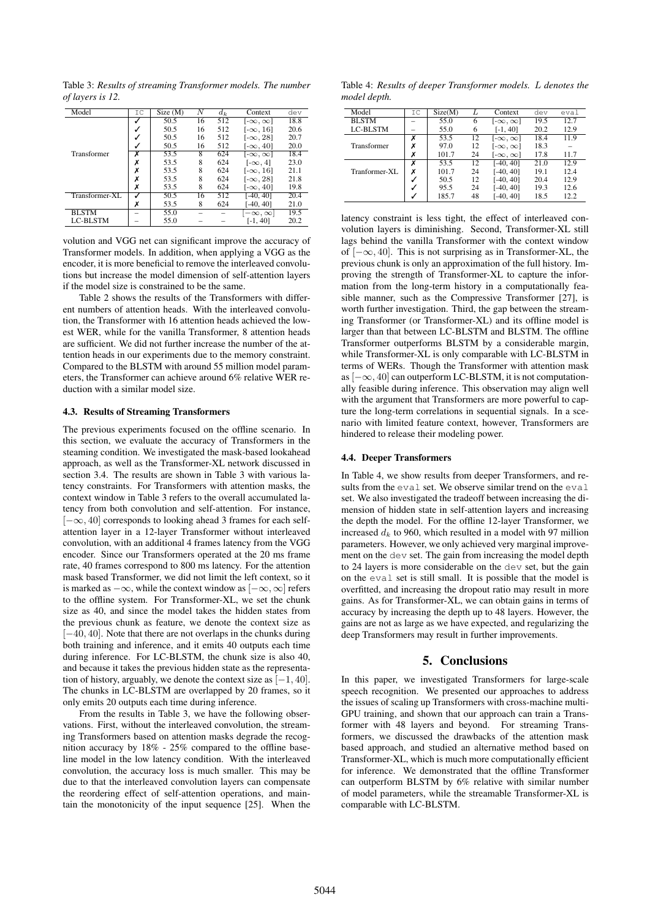Table 3: *Results of streaming Transformer models. The number of layers is 12.*

| Model | IC | Size (M) | $N$ | $d_k$ | Context | dev |
|---|---|---|---|---|---|---|
| Transformer | ✓ | 50.5 | 16 | 512 | $[-\infty, \infty]$ | 18.8 |
| | ✓ | 50.5 | 16 | 512 | $[-\infty, 16]$ | 20.6 |
| | ✓ | 50.5 | 16 | 512 | $[-\infty, 28]$ | 20.7 |
| | ✓ | 50.5 | 16 | 512 | $[-\infty, 40]$ | 20.0 |
| | ✗ | 53.5 | 8 | 624 | $[-\infty, \infty]$ | 18.4 |
| | ✗ | 53.5 | 8 | 624 | $[-\infty, 4]$ | 23.0 |
| | ✗ | 53.5 | 8 | 624 | $[-\infty, 16]$ | 21.1 |
| | ✗ | 53.5 | 8 | 624 | $[-\infty, 28]$ | 21.8 |
| | ✗ | 53.5 | 8 | 624 | $[-\infty, 40]$ | 19.8 |
| Transformer-XL | ✓ | 50.5 | 16 | 512 | [-40, 40] | 20.4 |
| | ✗ | 53.5 | 8 | 624 | [-40, 40] | 21.0 |
| BLSTM | – | 55.0 | – | – | $[-\infty, \infty]$ | 19.5 |
| LC-BLSTM | – | 55.0 | – | – | [-1, 40] | 20.2 |

Table 4: *Results of deeper Transformer models. $L$ denotes the model depth.*

| Model | IC | Size(M) | $L$ | Context | dev | eval |
|---|---|---|---|---|---|---|
| BLSTM | – | 55.0 | 6 | $[-\infty, \infty]$ | 19.5 | 12.7 |
| LC-BLSTM | – | 55.0 | 6 | [-1, 40] | 20.2 | 12.9 |
| Transformer | ✗ | 53.5 | 12 | $[-\infty, \infty]$ | 18.4 | 11.9 |
| | ✗ | 97.0 | 12 | $[-\infty, \infty]$ | 18.3 | – |
| | ✗ | 101.7 | 24 | $[-\infty, \infty]$ | 17.8 | 11.7 |
| Tranformer-XL | ✗ | 53.5 | 12 | [-40, 40] | 21.0 | 12.9 |
| | ✗ | 101.7 | 24 | [-40, 40] | 19.1 | 12.4 |
| | ✓ | 50.5 | 12 | [-40, 40] | 20.4 | 12.9 |
| | ✓ | 95.5 | 24 | [-40, 40] | 19.3 | 12.6 |
| | ✓ | 185.7 | 48 | [-40, 40] | 18.5 | 12.2 |

volution and VGG net can significant improve the accuracy of Transformer models. In addition, when applying a VGG as the encoder, it is more beneficial to remove the interleaved convolutions but increase the model dimension of self-attention layers if the model size is constrained to be the same.

Table 2 shows the results of the Transformers with different numbers of attention heads. With the interleaved convolution, the Transformer with 16 attention heads achieved the lowest WER, while for the vanilla Transformer, 8 attention heads are sufficient. We did not further increase the number of the attention heads in our experiments due to the memory constraint. Compared to the BLSTM with around 55 million model parameters, the Transformer can achieve around 6% relative WER reduction with a similar model size.

### 4.3. Results of Streaming Transformers

The previous experiments focused on the offline scenario. In this section, we evaluate the accuracy of Transformers in the steaming condition. We investigated the mask-based lookahead approach, as well as the Transformer-XL network discussed in section 3.4. The results are shown in Table 3 with various latency constraints. For Transformers with attention masks, the context window in Table 3 refers to the overall accumulated latency from both convolution and self-attention. For instance, $[-\infty, 40]$ corresponds to looking ahead 3 frames for each self-attention layer in a 12-layer Transformer without interleaved convolution, with an additional 4 frames latency from the VGG encoder. Since our Transformers operated at the 20 ms frame rate, 40 frames correspond to 800 ms latency. For the attention mask based Transformer, we did not limit the left context, so it is marked as $-\infty$, while the context window as $[-\infty, \infty]$ refers to the offline system. For Transformer-XL, we set the chunk size as 40, and since the model takes the hidden states from the previous chunk as feature, we denote the context size as $[-40, 40]$. Note that there are not overlaps in the chunks during both training and inference, and it emits 40 outputs each time during inference. For LC-BLSTM, the chunk size is also 40, and because it takes the previous hidden state as the representation of history, arguably, we denote the context size as $[-1, 40]$. The chunks in LC-BLSTM are overlapped by 20 frames, so it only emits 20 outputs each time during inference.

From the results in Table 3, we have the following observations. First, without the interleaved convolution, the streaming Transformers based on attention masks degrade the recognition accuracy by 18% - 25% compared to the offline baseline model in the low latency condition. With the interleaved convolution, the accuracy loss is much smaller. This may be due to that the interleaved convolution layers can compensate the reordering effect of self-attention operations, and maintain the monotonicity of the input sequence [25]. When the latency constraint is less tight, the effect of interleaved convolution layers is diminishing. Second, Transformer-XL still lags behind the vanilla Transformer with the context window of $[-\infty, 40]$. This is not surprising as in Transformer-XL, the previous chunk is only an approximation of the full history. Improving the strength of Transformer-XL to capture the information from the long-term history in a computationally feasible manner, such as the Compressive Transformer [27], is worth further investigation. Third, the gap between the streaming Transformer (or Transformer-XL) and its offline model is larger than that between LC-BLSTM and BLSTM. The offline Transformer outperforms BLSTM by a considerable margin, while Transformer-XL is only comparable with LC-BLSTM in terms of WERs. Though the Transformer with attention mask as $[-\infty, 40]$ can outperform LC-BLSTM, it is not computationally feasible during inference. This observation may align well with the argument that Transformers are more powerful to capture the long-term correlations in sequential signals. In a scenario with limited feature context, however, Transformers are hindered to release their modeling power.

### 4.4. Deeper Transformers

In Table 4, we show results from deeper Transformers, and results from the eval set. We observe similar trend on the eval set. We also investigated the tradeoff between increasing the dimension of hidden state in self-attention layers and increasing the depth the model. For the offline 12-layer Transformer, we increased $d_k$ to 960, which resulted in a model with 97 million parameters. However, we only achieved very marginal improvement on the dev set. The gain from increasing the model depth to 24 layers is more considerable on the dev set, but the gain on the eval set is still small. It is possible that the model is overfitted, and increasing the dropout ratio may result in more gains. As for Transformer-XL, we can obtain gains in terms of accuracy by increasing the depth up to 48 layers. However, the gains are not as large as we have expected, and regularizing the deep Transformers may result in further improvements.

## 5. Conclusions

In this paper, we investigated Transformers for large-scale speech recognition. We presented our approaches to address the issues of scaling up Transformers with cross-machine multi-GPU training, and shown that our approach can train a Transformer with 48 layers and beyond. For streaming Transformers, we discussed the drawbacks of the attention mask based approach, and studied an alternative method based on Transformer-XL, which is much more computationally efficient for inference. We demonstrated that the offline Transformer can outperform BLSTM by 6% relative with similar number of model parameters, while the streamable Transformer-XL is comparable with LC-BLSTM.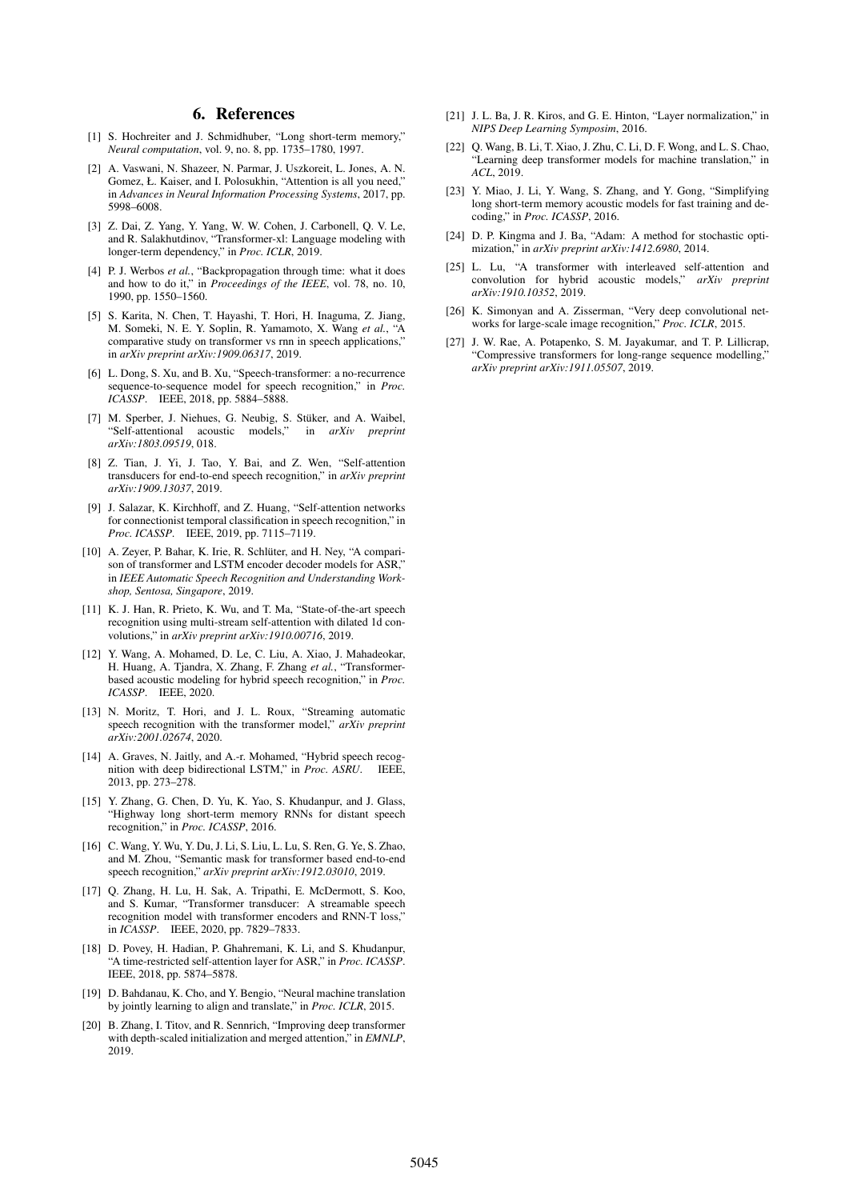## 6. References

[1] S. Hochreiter and J. Schmidhuber, "Long short-term memory," *Neural computation*, vol. 9, no. 8, pp. 1735–1780, 1997.

[2] A. Vaswani, N. Shazeer, N. Parmar, J. Uszkoreit, L. Jones, A. N. Gomez, Ł. Kaiser, and I. Polosukhin, "Attention is all you need," in *Advances in Neural Information Processing Systems*, 2017, pp. 5998–6008.

[3] Z. Dai, Z. Yang, Y. Yang, W. W. Cohen, J. Carbonell, Q. V. Le, and R. Salakhutdinov, "Transformer-xl: Language modeling with longer-term dependency," in *Proc. ICLR*, 2019.

[4] P. J. Werbos *et al.*, "Backpropagation through time: what it does and how to do it," in *Proceedings of the IEEE*, vol. 78, no. 10, 1990, pp. 1550–1560.

[5] S. Karita, N. Chen, T. Hayashi, T. Hori, H. Inaguma, Z. Jiang, M. Someki, N. E. Y. Soplin, R. Yamamoto, X. Wang *et al.*, "A comparative study on transformer vs rnn in speech applications," in *arXiv preprint arXiv:1909.06317*, 2019.

[6] L. Dong, S. Xu, and B. Xu, "Speech-transformer: a no-recurrence sequence-to-sequence model for speech recognition," in *Proc. ICASSP*. IEEE, 2018, pp. 5884–5888.

[7] M. Sperber, J. Niehues, G. Neubig, S. Stüker, and A. Waibel, "Self-attentional acoustic models," in *arXiv preprint arXiv:1803.09519*, 018.

[8] Z. Tian, J. Yi, J. Tao, Y. Bai, and Z. Wen, "Self-attention transducers for end-to-end speech recognition," in *arXiv preprint arXiv:1909.13037*, 2019.

[9] J. Salazar, K. Kirchhoff, and Z. Huang, "Self-attention networks for connectionist temporal classification in speech recognition," in *Proc. ICASSP*. IEEE, 2019, pp. 7115–7119.

[10] A. Zeyer, P. Bahar, K. Irie, R. Schlüter, and H. Ney, "A comparison of transformer and LSTM encoder decoder models for ASR," in *IEEE Automatic Speech Recognition and Understanding Workshop, Sentosa, Singapore*, 2019.

[11] K. J. Han, R. Prieto, K. Wu, and T. Ma, "State-of-the-art speech recognition using multi-stream self-attention with dilated 1d convolutions," in *arXiv preprint arXiv:1910.00716*, 2019.

[12] Y. Wang, A. Mohamed, D. Le, C. Liu, A. Xiao, J. Mahadeokar, H. Huang, A. Tjandra, X. Zhang, F. Zhang *et al.*, "Transformer-based acoustic modeling for hybrid speech recognition," in *Proc. ICASSP*. IEEE, 2020.

[13] N. Moritz, T. Hori, and J. L. Roux, "Streaming automatic speech recognition with the transformer model," *arXiv preprint arXiv:2001.02674*, 2020.

[14] A. Graves, N. Jaitly, and A.-r. Mohamed, "Hybrid speech recognition with deep bidirectional LSTM," in *Proc. ASRU*. IEEE, 2013, pp. 273–278.

[15] Y. Zhang, G. Chen, D. Yu, K. Yao, S. Khudanpur, and J. Glass, "Highway long short-term memory RNNs for distant speech recognition," in *Proc. ICASSP*, 2016.

[16] C. Wang, Y. Wu, Y. Du, J. Li, S. Liu, L. Lu, S. Ren, G. Ye, S. Zhao, and M. Zhou, "Semantic mask for transformer based end-to-end speech recognition," *arXiv preprint arXiv:1912.03010*, 2019.

[17] Q. Zhang, H. Lu, H. Sak, A. Tripathi, E. McDermott, S. Koo, and S. Kumar, "Transformer transducer: A streamable speech recognition model with transformer encoders and RNN-T loss," in *ICASSP*. IEEE, 2020, pp. 7829–7833.

[18] D. Povey, H. Hadian, P. Ghahremani, K. Li, and S. Khudanpur, "A time-restricted self-attention layer for ASR," in *Proc. ICASSP*. IEEE, 2018, pp. 5874–5878.

[19] D. Bahdanau, K. Cho, and Y. Bengio, "Neural machine translation by jointly learning to align and translate," in *Proc. ICLR*, 2015.

[20] B. Zhang, I. Titov, and R. Sennrich, "Improving deep transformer with depth-scaled initialization and merged attention," in *EMNLP*, 2019.

[21] J. L. Ba, J. R. Kiros, and G. E. Hinton, "Layer normalization," in *NIPS Deep Learning Symposim*, 2016.

[22] Q. Wang, B. Li, T. Xiao, J. Zhu, C. Li, D. F. Wong, and L. S. Chao, "Learning deep transformer models for machine translation," in *ACL*, 2019.

[23] Y. Miao, J. Li, Y. Wang, S. Zhang, and Y. Gong, "Simplifying long short-term memory acoustic models for fast training and decoding," in *Proc. ICASSP*, 2016.

[24] D. P. Kingma and J. Ba, "Adam: A method for stochastic optimization," in *arXiv preprint arXiv:1412.6980*, 2014.

[25] L. Lu, "A transformer with interleaved self-attention and convolution for hybrid acoustic models," *arXiv preprint arXiv:1910.10352*, 2019.

[26] K. Simonyan and A. Zisserman, "Very deep convolutional networks for large-scale image recognition," *Proc. ICLR*, 2015.

[27] J. W. Rae, A. Potapenko, S. M. Jayakumar, and T. P. Lillicrap, "Compressive transformers for long-range sequence modelling," *arXiv preprint arXiv:1911.05507*, 2019.